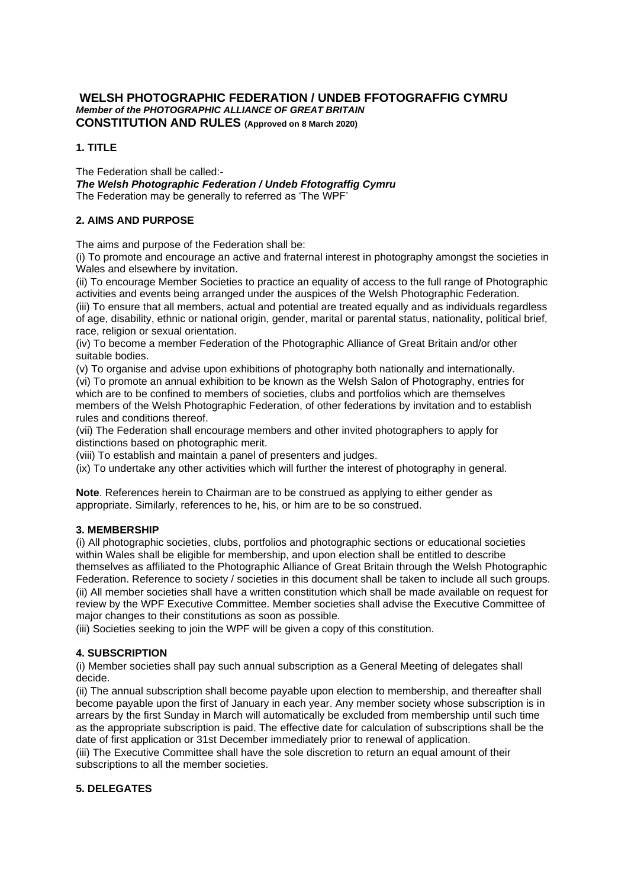# WELSH PHOTOGRAPHIC FEDERATION / UNDEB FFOTOGRAFFIG CYMRU

***Member of the PHOTOGRAPHIC ALLIANCE OF GREAT BRITAIN***

**CONSTITUTION AND RULES (Approved on 8 March 2020)**

## 1. TITLE

The Federation shall be called:-

***The Welsh Photographic Federation / Undeb Ffotograffig Cymru***

The Federation may be generally to referred as 'The WPF'

## 2. AIMS AND PURPOSE

The aims and purpose of the Federation shall be:

(i) To promote and encourage an active and fraternal interest in photography amongst the societies in Wales and elsewhere by invitation.

(ii) To encourage Member Societies to practice an equality of access to the full range of Photographic activities and events being arranged under the auspices of the Welsh Photographic Federation.

(iii) To ensure that all members, actual and potential are treated equally and as individuals regardless of age, disability, ethnic or national origin, gender, marital or parental status, nationality, political brief, race, religion or sexual orientation.

(iv) To become a member Federation of the Photographic Alliance of Great Britain and/or other suitable bodies.

(v) To organise and advise upon exhibitions of photography both nationally and internationally.

(vi) To promote an annual exhibition to be known as the Welsh Salon of Photography, entries for which are to be confined to members of societies, clubs and portfolios which are themselves members of the Welsh Photographic Federation, of other federations by invitation and to establish rules and conditions thereof.

(vii) The Federation shall encourage members and other invited photographers to apply for distinctions based on photographic merit.

(viii) To establish and maintain a panel of presenters and judges.

(ix) To undertake any other activities which will further the interest of photography in general.

**Note**. References herein to Chairman are to be construed as applying to either gender as appropriate. Similarly, references to he, his, or him are to be so construed.

## 3. MEMBERSHIP

(i) All photographic societies, clubs, portfolios and photographic sections or educational societies within Wales shall be eligible for membership, and upon election shall be entitled to describe themselves as affiliated to the Photographic Alliance of Great Britain through the Welsh Photographic Federation. Reference to society / societies in this document shall be taken to include all such groups.

(ii) All member societies shall have a written constitution which shall be made available on request for review by the WPF Executive Committee. Member societies shall advise the Executive Committee of major changes to their constitutions as soon as possible.

(iii) Societies seeking to join the WPF will be given a copy of this constitution.

## 4. SUBSCRIPTION

(i) Member societies shall pay such annual subscription as a General Meeting of delegates shall decide.

(ii) The annual subscription shall become payable upon election to membership, and thereafter shall become payable upon the first of January in each year. Any member society whose subscription is in arrears by the first Sunday in March will automatically be excluded from membership until such time as the appropriate subscription is paid. The effective date for calculation of subscriptions shall be the date of first application or 31st December immediately prior to renewal of application.

(iii) The Executive Committee shall have the sole discretion to return an equal amount of their subscriptions to all the member societies.

## 5. DELEGATES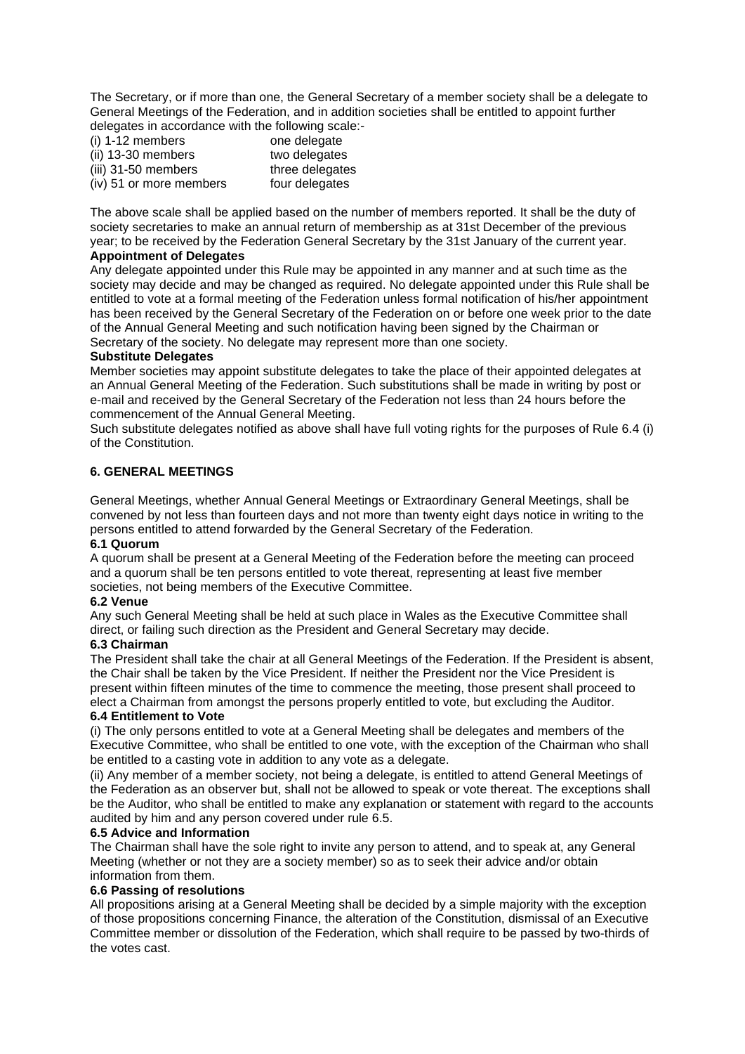The Secretary, or if more than one, the General Secretary of a member society shall be a delegate to General Meetings of the Federation, and in addition societies shall be entitled to appoint further delegates in accordance with the following scale:-

| | |
|---|---|
| (i) 1-12 members | one delegate |
| (ii) 13-30 members | two delegates |
| (iii) 31-50 members | three delegates |
| (iv) 51 or more members | four delegates |

The above scale shall be applied based on the number of members reported. It shall be the duty of society secretaries to make an annual return of membership as at 31st December of the previous year; to be received by the Federation General Secretary by the 31st January of the current year.

**Appointment of Delegates**

Any delegate appointed under this Rule may be appointed in any manner and at such time as the society may decide and may be changed as required. No delegate appointed under this Rule shall be entitled to vote at a formal meeting of the Federation unless formal notification of his/her appointment has been received by the General Secretary of the Federation on or before one week prior to the date of the Annual General Meeting and such notification having been signed by the Chairman or Secretary of the society. No delegate may represent more than one society.

**Substitute Delegates**

Member societies may appoint substitute delegates to take the place of their appointed delegates at an Annual General Meeting of the Federation. Such substitutions shall be made in writing by post or e-mail and received by the General Secretary of the Federation not less than 24 hours before the commencement of the Annual General Meeting.

Such substitute delegates notified as above shall have full voting rights for the purposes of Rule 6.4 (i) of the Constitution.

## 6. GENERAL MEETINGS

General Meetings, whether Annual General Meetings or Extraordinary General Meetings, shall be convened by not less than fourteen days and not more than twenty eight days notice in writing to the persons entitled to attend forwarded by the General Secretary of the Federation.

**6.1 Quorum**

A quorum shall be present at a General Meeting of the Federation before the meeting can proceed and a quorum shall be ten persons entitled to vote thereat, representing at least five member societies, not being members of the Executive Committee.

**6.2 Venue**

Any such General Meeting shall be held at such place in Wales as the Executive Committee shall direct, or failing such direction as the President and General Secretary may decide.

**6.3 Chairman**

The President shall take the chair at all General Meetings of the Federation. If the President is absent, the Chair shall be taken by the Vice President. If neither the President nor the Vice President is present within fifteen minutes of the time to commence the meeting, those present shall proceed to elect a Chairman from amongst the persons properly entitled to vote, but excluding the Auditor.

**6.4 Entitlement to Vote**

(i) The only persons entitled to vote at a General Meeting shall be delegates and members of the Executive Committee, who shall be entitled to one vote, with the exception of the Chairman who shall be entitled to a casting vote in addition to any vote as a delegate.

(ii) Any member of a member society, not being a delegate, is entitled to attend General Meetings of the Federation as an observer but, shall not be allowed to speak or vote thereat. The exceptions shall be the Auditor, who shall be entitled to make any explanation or statement with regard to the accounts audited by him and any person covered under rule 6.5.

**6.5 Advice and Information**

The Chairman shall have the sole right to invite any person to attend, and to speak at, any General Meeting (whether or not they are a society member) so as to seek their advice and/or obtain information from them.

**6.6 Passing of resolutions**

All propositions arising at a General Meeting shall be decided by a simple majority with the exception of those propositions concerning Finance, the alteration of the Constitution, dismissal of an Executive Committee member or dissolution of the Federation, which shall require to be passed by two-thirds of the votes cast.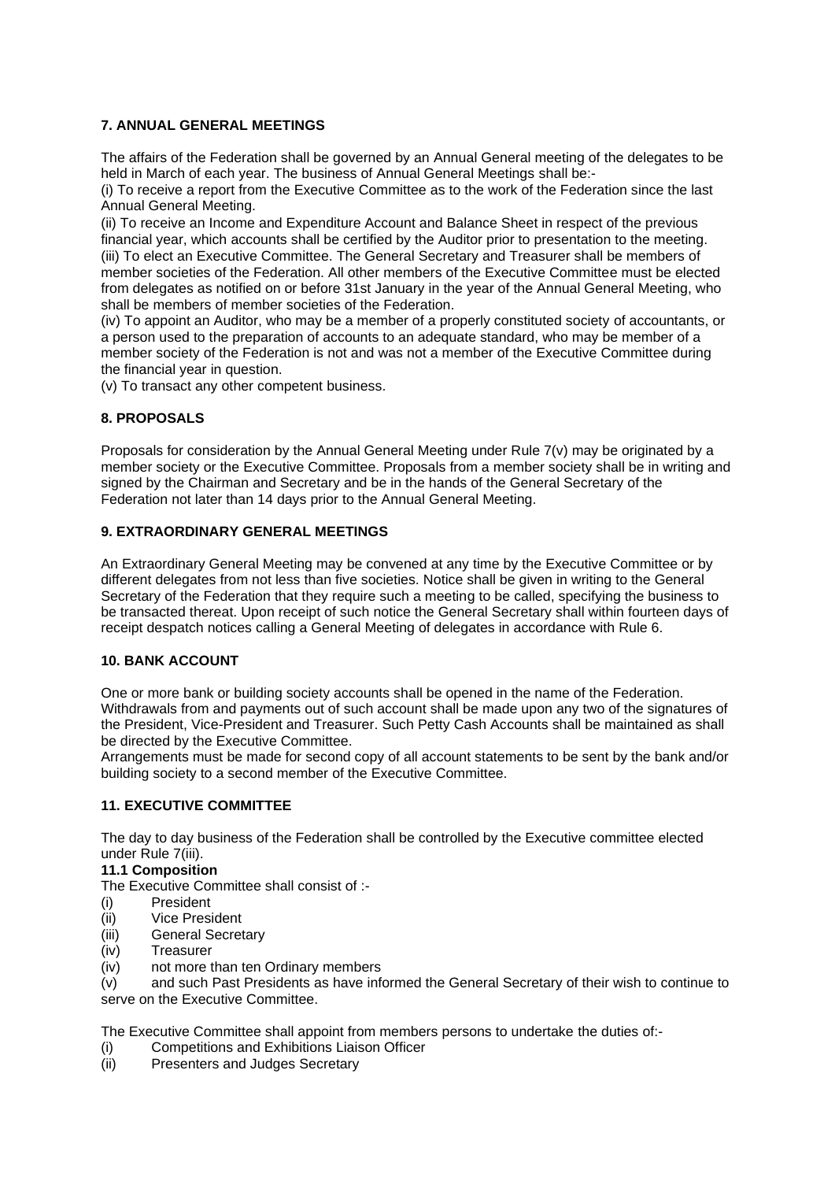### 7. ANNUAL GENERAL MEETINGS

The affairs of the Federation shall be governed by an Annual General meeting of the delegates to be held in March of each year. The business of Annual General Meetings shall be:-

(i) To receive a report from the Executive Committee as to the work of the Federation since the last Annual General Meeting.

(ii) To receive an Income and Expenditure Account and Balance Sheet in respect of the previous financial year, which accounts shall be certified by the Auditor prior to presentation to the meeting.

(iii) To elect an Executive Committee. The General Secretary and Treasurer shall be members of member societies of the Federation. All other members of the Executive Committee must be elected from delegates as notified on or before 31st January in the year of the Annual General Meeting, who shall be members of member societies of the Federation.

(iv) To appoint an Auditor, who may be a member of a properly constituted society of accountants, or a person used to the preparation of accounts to an adequate standard, who may be member of a member society of the Federation is not and was not a member of the Executive Committee during the financial year in question.

(v) To transact any other competent business.

### 8. PROPOSALS

Proposals for consideration by the Annual General Meeting under Rule 7(v) may be originated by a member society or the Executive Committee. Proposals from a member society shall be in writing and signed by the Chairman and Secretary and be in the hands of the General Secretary of the Federation not later than 14 days prior to the Annual General Meeting.

### 9. EXTRAORDINARY GENERAL MEETINGS

An Extraordinary General Meeting may be convened at any time by the Executive Committee or by different delegates from not less than five societies. Notice shall be given in writing to the General Secretary of the Federation that they require such a meeting to be called, specifying the business to be transacted thereat. Upon receipt of such notice the General Secretary shall within fourteen days of receipt despatch notices calling a General Meeting of delegates in accordance with Rule 6.

### 10. BANK ACCOUNT

One or more bank or building society accounts shall be opened in the name of the Federation. Withdrawals from and payments out of such account shall be made upon any two of the signatures of the President, Vice-President and Treasurer. Such Petty Cash Accounts shall be maintained as shall be directed by the Executive Committee.

Arrangements must be made for second copy of all account statements to be sent by the bank and/or building society to a second member of the Executive Committee.

### 11. EXECUTIVE COMMITTEE

The day to day business of the Federation shall be controlled by the Executive committee elected under Rule 7(iii).

**11.1 Composition**

The Executive Committee shall consist of :-

(i) President
(ii) Vice President
(iii) General Secretary
(iv) Treasurer
(iv) not more than ten Ordinary members
(v) and such Past Presidents as have informed the General Secretary of their wish to continue to serve on the Executive Committee.

The Executive Committee shall appoint from members persons to undertake the duties of:-

(i) Competitions and Exhibitions Liaison Officer
(ii) Presenters and Judges Secretary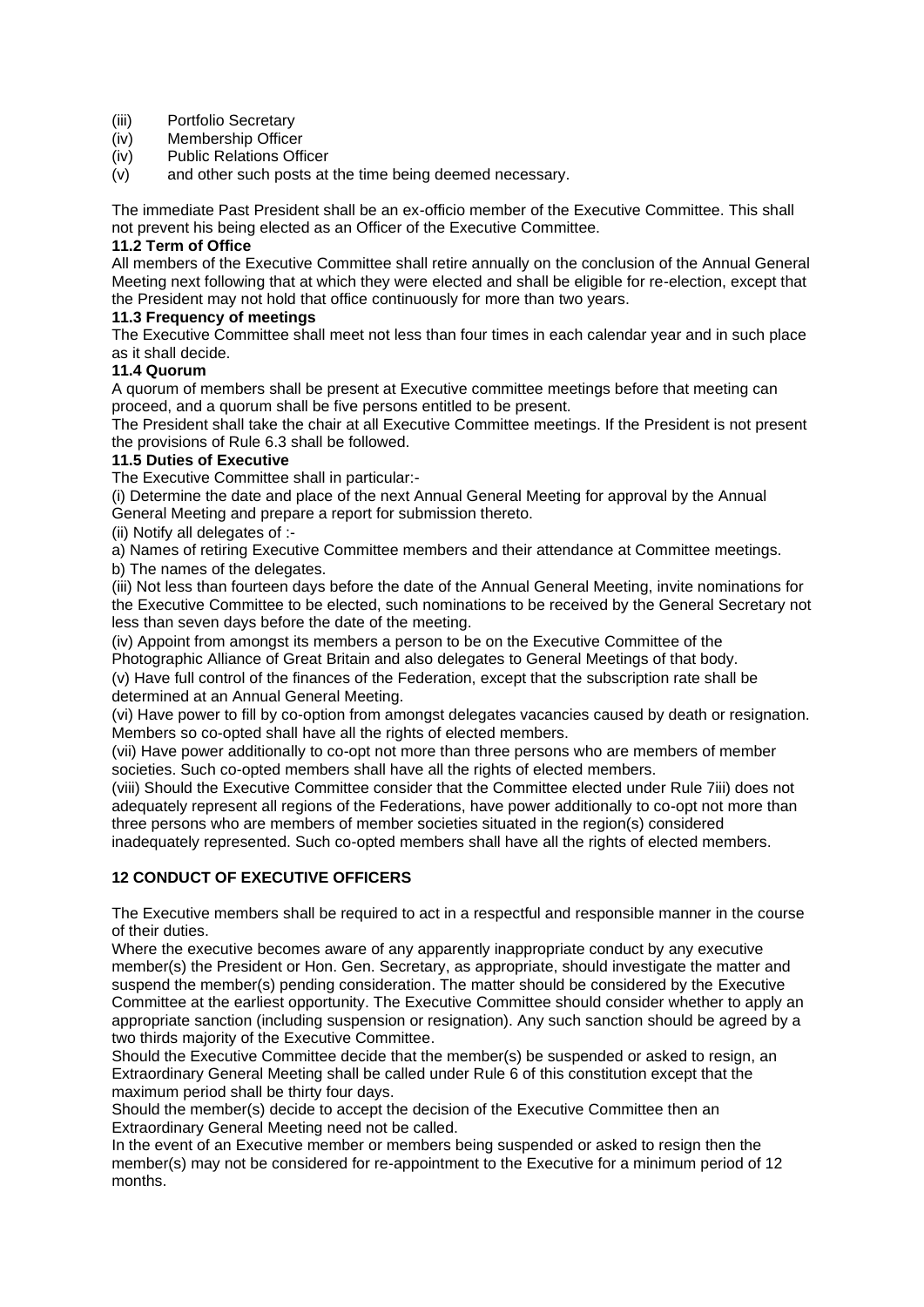(iii) Portfolio Secretary
(iv) Membership Officer
(iv) Public Relations Officer
(v) and other such posts at the time being deemed necessary.

The immediate Past President shall be an ex-officio member of the Executive Committee. This shall not prevent his being elected as an Officer of the Executive Committee.

**11.2 Term of Office**

All members of the Executive Committee shall retire annually on the conclusion of the Annual General Meeting next following that at which they were elected and shall be eligible for re-election, except that the President may not hold that office continuously for more than two years.

**11.3 Frequency of meetings**

The Executive Committee shall meet not less than four times in each calendar year and in such place as it shall decide.

**11.4 Quorum**

A quorum of members shall be present at Executive committee meetings before that meeting can proceed, and a quorum shall be five persons entitled to be present.

The President shall take the chair at all Executive Committee meetings. If the President is not present the provisions of Rule 6.3 shall be followed.

**11.5 Duties of Executive**

The Executive Committee shall in particular:-

(i) Determine the date and place of the next Annual General Meeting for approval by the Annual General Meeting and prepare a report for submission thereto.

(ii) Notify all delegates of :-

a) Names of retiring Executive Committee members and their attendance at Committee meetings.

b) The names of the delegates.

(iii) Not less than fourteen days before the date of the Annual General Meeting, invite nominations for the Executive Committee to be elected, such nominations to be received by the General Secretary not less than seven days before the date of the meeting.

(iv) Appoint from amongst its members a person to be on the Executive Committee of the Photographic Alliance of Great Britain and also delegates to General Meetings of that body.

(v) Have full control of the finances of the Federation, except that the subscription rate shall be determined at an Annual General Meeting.

(vi) Have power to fill by co-option from amongst delegates vacancies caused by death or resignation. Members so co-opted shall have all the rights of elected members.

(vii) Have power additionally to co-opt not more than three persons who are members of member societies. Such co-opted members shall have all the rights of elected members.

(viii) Should the Executive Committee consider that the Committee elected under Rule 7iii) does not adequately represent all regions of the Federations, have power additionally to co-opt not more than three persons who are members of member societies situated in the region(s) considered inadequately represented. Such co-opted members shall have all the rights of elected members.

## 12 CONDUCT OF EXECUTIVE OFFICERS

The Executive members shall be required to act in a respectful and responsible manner in the course of their duties.

Where the executive becomes aware of any apparently inappropriate conduct by any executive member(s) the President or Hon. Gen. Secretary, as appropriate, should investigate the matter and suspend the member(s) pending consideration. The matter should be considered by the Executive Committee at the earliest opportunity. The Executive Committee should consider whether to apply an appropriate sanction (including suspension or resignation). Any such sanction should be agreed by a two thirds majority of the Executive Committee.

Should the Executive Committee decide that the member(s) be suspended or asked to resign, an Extraordinary General Meeting shall be called under Rule 6 of this constitution except that the maximum period shall be thirty four days.

Should the member(s) decide to accept the decision of the Executive Committee then an Extraordinary General Meeting need not be called.

In the event of an Executive member or members being suspended or asked to resign then the member(s) may not be considered for re-appointment to the Executive for a minimum period of 12 months.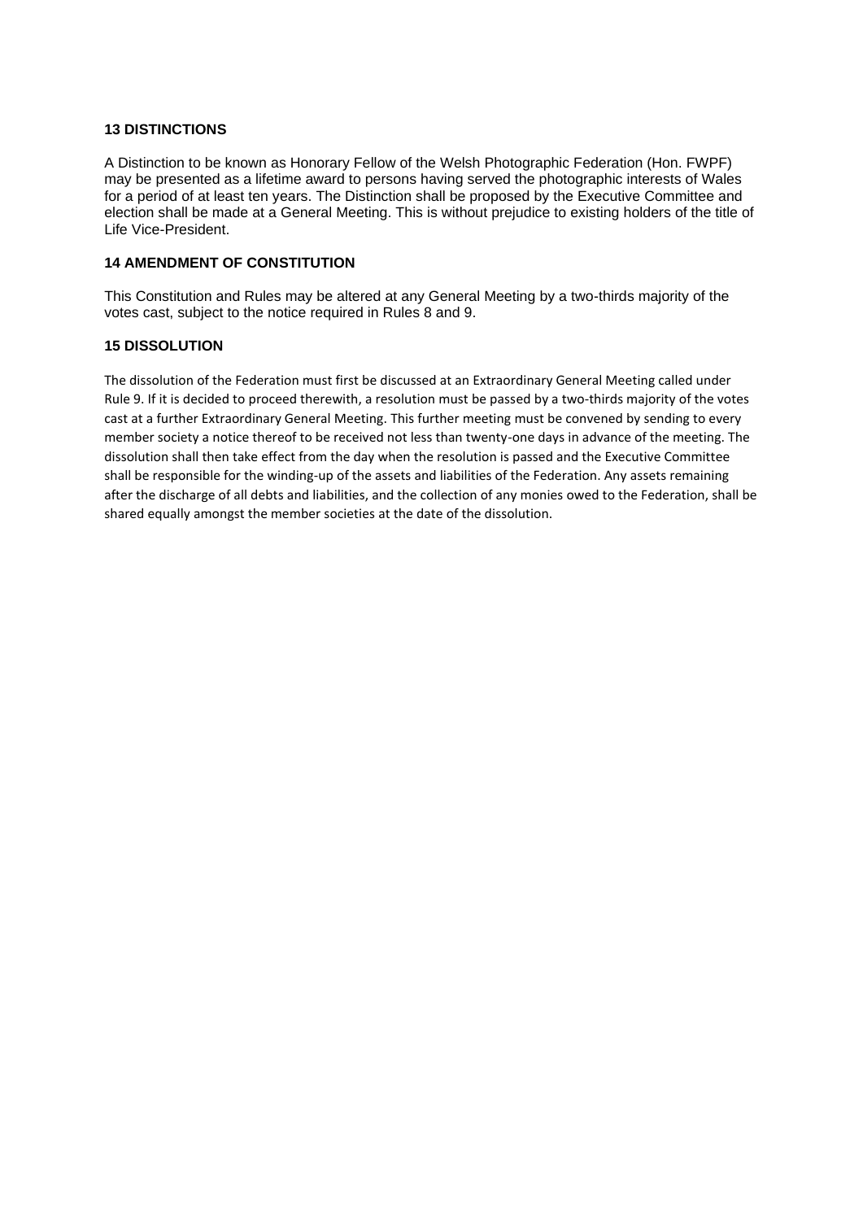## 13 DISTINCTIONS

A Distinction to be known as Honorary Fellow of the Welsh Photographic Federation (Hon. FWPF) may be presented as a lifetime award to persons having served the photographic interests of Wales for a period of at least ten years. The Distinction shall be proposed by the Executive Committee and election shall be made at a General Meeting. This is without prejudice to existing holders of the title of Life Vice-President.

## 14 AMENDMENT OF CONSTITUTION

This Constitution and Rules may be altered at any General Meeting by a two-thirds majority of the votes cast, subject to the notice required in Rules 8 and 9.

## 15 DISSOLUTION

The dissolution of the Federation must first be discussed at an Extraordinary General Meeting called under Rule 9. If it is decided to proceed therewith, a resolution must be passed by a two-thirds majority of the votes cast at a further Extraordinary General Meeting. This further meeting must be convened by sending to every member society a notice thereof to be received not less than twenty-one days in advance of the meeting. The dissolution shall then take effect from the day when the resolution is passed and the Executive Committee shall be responsible for the winding-up of the assets and liabilities of the Federation. Any assets remaining after the discharge of all debts and liabilities, and the collection of any monies owed to the Federation, shall be shared equally amongst the member societies at the date of the dissolution.